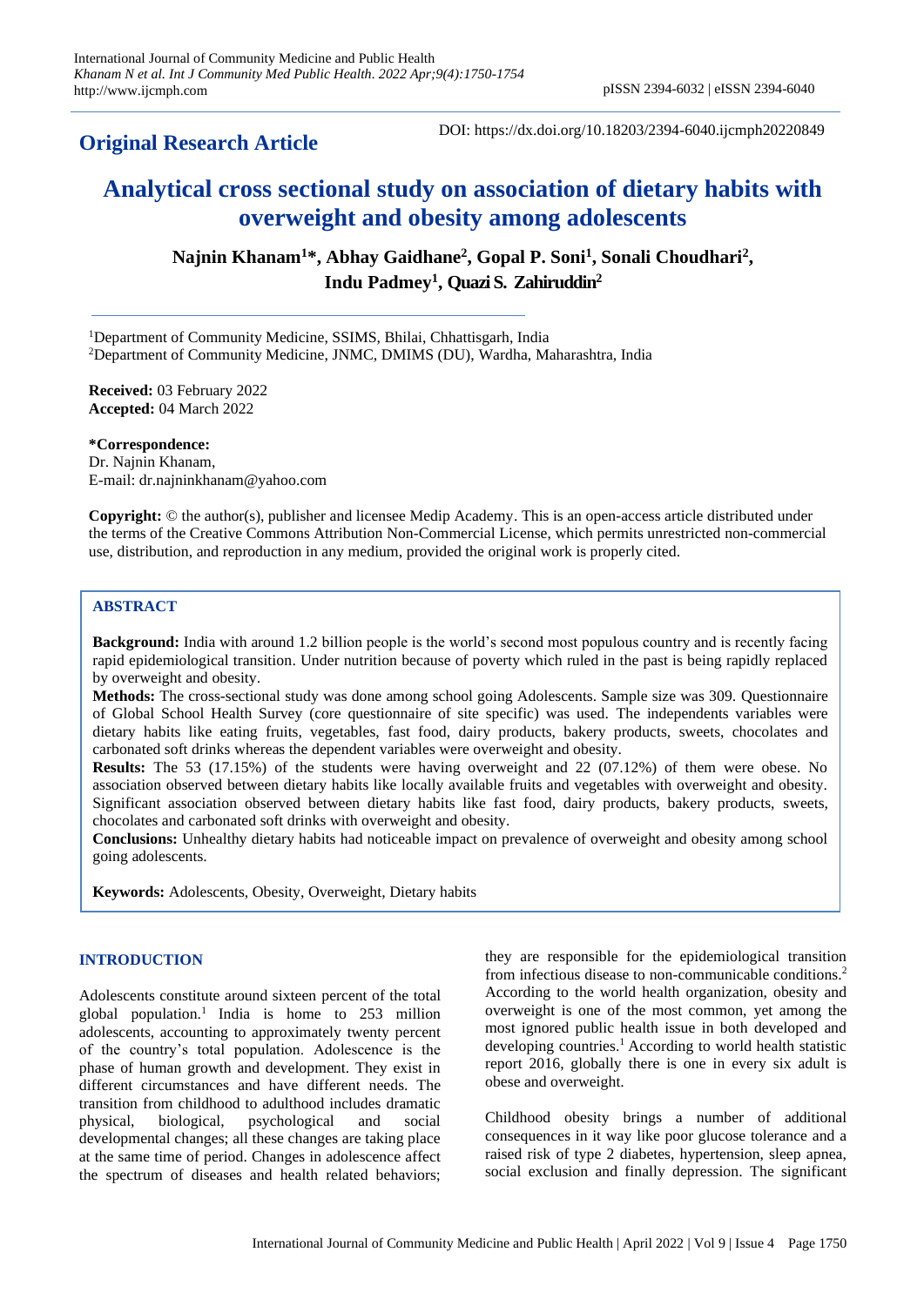**Original Research Article**

DOI: https://dx.doi.org/10.18203/2394-6040.ijcmph20220849

# Analytical cross sectional study on association of dietary habits with overweight and obesity among adolescents

**Najnin Khanam[1]*, Abhay Gaidhane[2], Gopal P. Soni[1], Sonali Choudhari[2], Indu Padmey[1], Quazi S. Zahiruddin[2]**

[1]Department of Community Medicine, SSIMS, Bhilai, Chhattisgarh, India
[2]Department of Community Medicine, JNMC, DMIMS (DU), Wardha, Maharashtra, India

**Received:** 03 February 2022
**Accepted:** 04 March 2022

**\*Correspondence:**
Dr. Najnin Khanam,
E-mail: dr.najninkhanam@yahoo.com

**Copyright:** © the author(s), publisher and licensee Medip Academy. This is an open-access article distributed under the terms of the Creative Commons Attribution Non-Commercial License, which permits unrestricted non-commercial use, distribution, and reproduction in any medium, provided the original work is properly cited.

## ABSTRACT

**Background:** India with around 1.2 billion people is the world's second most populous country and is recently facing rapid epidemiological transition. Under nutrition because of poverty which ruled in the past is being rapidly replaced by overweight and obesity.

**Methods:** The cross-sectional study was done among school going Adolescents. Sample size was 309. Questionnaire of Global School Health Survey (core questionnaire of site specific) was used. The independents variables were dietary habits like eating fruits, vegetables, fast food, dairy products, bakery products, sweets, chocolates and carbonated soft drinks whereas the dependent variables were overweight and obesity.

**Results:** The 53 (17.15%) of the students were having overweight and 22 (07.12%) of them were obese. No association observed between dietary habits like locally available fruits and vegetables with overweight and obesity. Significant association observed between dietary habits like fast food, dairy products, bakery products, sweets, chocolates and carbonated soft drinks with overweight and obesity.

**Conclusions:** Unhealthy dietary habits had noticeable impact on prevalence of overweight and obesity among school going adolescents.

**Keywords:** Adolescents, Obesity, Overweight, Dietary habits

## INTRODUCTION

Adolescents constitute around sixteen percent of the total global population.[1] India is home to 253 million adolescents, accounting to approximately twenty percent of the country's total population. Adolescence is the phase of human growth and development. They exist in different circumstances and have different needs. The transition from childhood to adulthood includes dramatic physical, biological, psychological and social developmental changes; all these changes are taking place at the same time of period. Changes in adolescence affect the spectrum of diseases and health related behaviors; they are responsible for the epidemiological transition from infectious disease to non-communicable conditions.[2] According to the world health organization, obesity and overweight is one of the most common, yet among the most ignored public health issue in both developed and developing countries.[1] According to world health statistic report 2016, globally there is one in every six adult is obese and overweight.

Childhood obesity brings a number of additional consequences in it way like poor glucose tolerance and a raised risk of type 2 diabetes, hypertension, sleep apnea, social exclusion and finally depression. The significant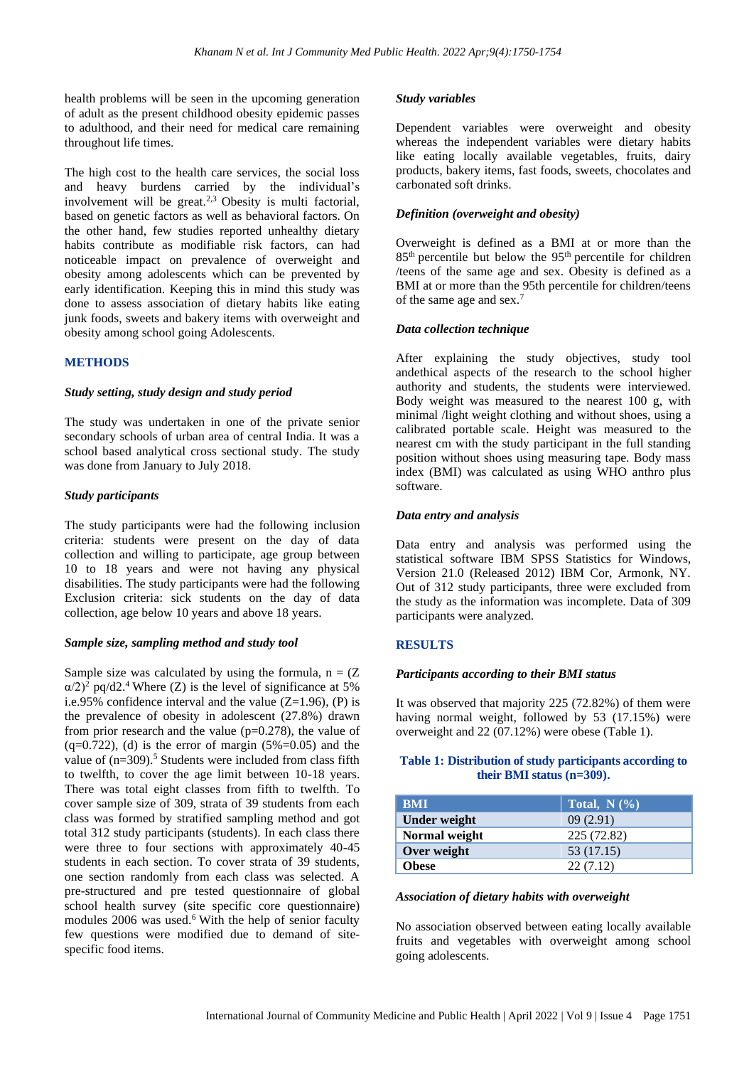health problems will be seen in the upcoming generation of adult as the present childhood obesity epidemic passes to adulthood, and their need for medical care remaining throughout their life times.

The high cost to the health care services, the social loss and heavy burdens carried by the individual's involvement will be great.[2,3] Obesity is multi factorial, based on genetic factors as well as behavioral factors. On the other hand, few studies reported unhealthy dietary habits contribute as modifiable risk factors, can had noticeable impact on prevalence of overweight and obesity among adolescents which can be prevented by early identification. Keeping this in mind this study was done to assess association of dietary habits like eating junk foods, sweets and bakery items with overweight and obesity among school going Adolescents.

## METHODS

### *Study setting, study design and study period*

The study was undertaken in one of the private senior secondary schools of urban area of central India. It was a school based analytical cross sectional study. The study was done from January to July 2018.

### *Study participants*

The study participants were had the following inclusion criteria: students were present on the day of data collection and willing to participate, age group between 10 to 18 years and were not having any physical disabilities. The study participants were had the following Exclusion criteria: sick students on the day of data collection, age below 10 years and above 18 years.

### *Sample size, sampling method and study tool*

Sample size was calculated by using the formula, $n = (Z\ \alpha/2)^2\ pq/d2$.[4] Where (Z) is the level of significance at 5% i.e.95% confidence interval and the value (Z=1.96), (P) is the prevalence of obesity in adolescent (27.8%) drawn from prior research and the value (p=0.278), the value of (q=0.722), (d) is the error of margin (5%=0.05) and the value of (n=309).[5] Students were included from class fifth to twelfth, to cover the age limit between 10-18 years. There was total eight classes from fifth to twelfth. To cover sample size of 309, strata of 39 students from each class was formed by stratified sampling method and got total 312 study participants (students). In each class there were three to four sections with approximately 40-45 students in each section. To cover strata of 39 students, one section randomly from each class was selected. A pre-structured and pre tested questionnaire of global school health survey (site specific core questionnaire) modules 2006 was used.[6] With the help of senior faculty few questions were modified due to demand of site-specific food items.

### *Study variables*

Dependent variables were overweight and obesity whereas the independent variables were dietary habits like eating locally available vegetables, fruits, dairy products, bakery items, fast foods, sweets, chocolates and carbonated soft drinks.

### *Definition (overweight and obesity)*

Overweight is defined as a BMI at or more than the 85th percentile but below the 95th percentile for children /teens of the same age and sex. Obesity is defined as a BMI at or more than the 95th percentile for children/teens of the same age and sex.[7]

### *Data collection technique*

After explaining the study objectives, study tool andethical aspects of the research to the school higher authority and students, the students were interviewed. Body weight was measured to the nearest 100 g, with minimal /light weight clothing and without shoes, using a calibrated portable scale. Height was measured to the nearest cm with the study participant in the full standing position without shoes using measuring tape. Body mass index (BMI) was calculated as using WHO anthro plus software.

### *Data entry and analysis*

Data entry and analysis was performed using the statistical software IBM SPSS Statistics for Windows, Version 21.0 (Released 2012) IBM Cor, Armonk, NY. Out of 312 study participants, three were excluded from the study as the information was incomplete. Data of 309 participants were analyzed.

## RESULTS

### *Participants according to their BMI status*

It was observed that majority 225 (72.82%) of them were having normal weight, followed by 53 (17.15%) were overweight and 22 (07.12%) were obese (Table 1).

**Table 1: Distribution of study participants according to their BMI status (n=309).**

| BMI | Total, N (%) |
|---|---|
| **Under weight** | 09 (2.91) |
| **Normal weight** | 225 (72.82) |
| **Over weight** | 53 (17.15) |
| **Obese** | 22 (7.12) |

### *Association of dietary habits with overweight*

No association observed between eating locally available fruits and vegetables with overweight among school going adolescents.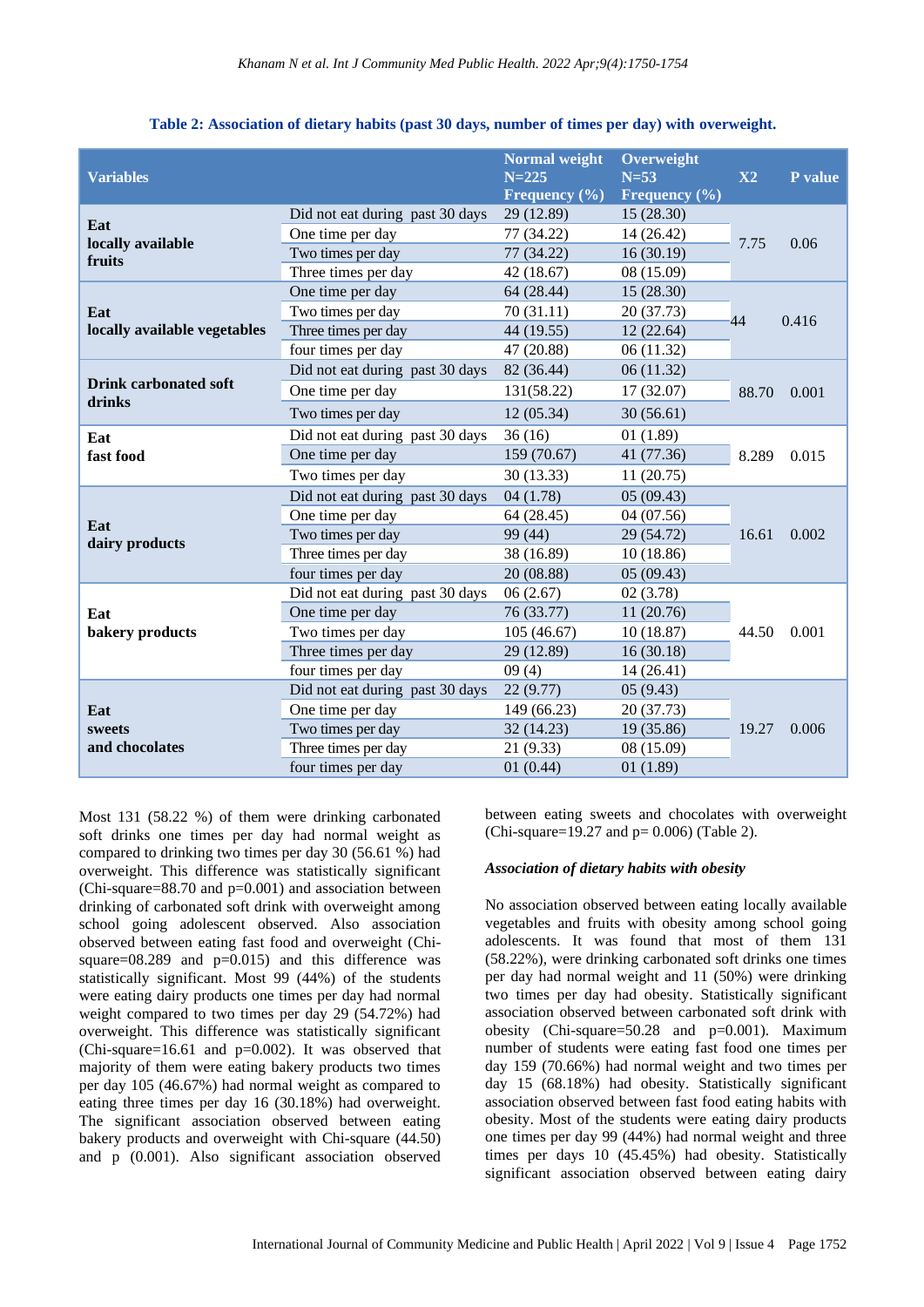**Table 2: Association of dietary habits (past 30 days, number of times per day) with overweight.**

| Variables | | Normal weight N=225 Frequency (%) | Overweight N=53 Frequency (%) | X2 | P value |
|---|---|---|---|---|---|
| **Eat locally available fruits** | Did not eat during past 30 days | 29 (12.89) | 15 (28.30) | 7.75 | 0.06 |
| | One time per day | 77 (34.22) | 14 (26.42) | | |
| | Two times per day | 77 (34.22) | 16 (30.19) | | |
| | Three times per day | 42 (18.67) | 08 (15.09) | | |
| **Eat locally available vegetables** | One time per day | 64 (28.44) | 15 (28.30) | 44 | 0.416 |
| | Two times per day | 70 (31.11) | 20 (37.73) | | |
| | Three times per day | 44 (19.55) | 12 (22.64) | | |
| | four times per day | 47 (20.88) | 06 (11.32) | | |
| **Drink carbonated soft drinks** | Did not eat during past 30 days | 82 (36.44) | 06 (11.32) | 88.70 | 0.001 |
| | One time per day | 131(58.22) | 17 (32.07) | | |
| | Two times per day | 12 (05.34) | 30 (56.61) | | |
| **Eat fast food** | Did not eat during past 30 days | 36 (16) | 01 (1.89) | 8.289 | 0.015 |
| | One time per day | 159 (70.67) | 41 (77.36) | | |
| | Two times per day | 30 (13.33) | 11 (20.75) | | |
| **Eat dairy products** | Did not eat during past 30 days | 04 (1.78) | 05 (09.43) | 16.61 | 0.002 |
| | One time per day | 64 (28.45) | 04 (07.56) | | |
| | Two times per day | 99 (44) | 29 (54.72) | | |
| | Three times per day | 38 (16.89) | 10 (18.86) | | |
| | four times per day | 20 (08.88) | 05 (09.43) | | |
| **Eat bakery products** | Did not eat during past 30 days | 06 (2.67) | 02 (3.78) | 44.50 | 0.001 |
| | One time per day | 76 (33.77) | 11 (20.76) | | |
| | Two times per day | 105 (46.67) | 10 (18.87) | | |
| | Three times per day | 29 (12.89) | 16 (30.18) | | |
| | four times per day | 09 (4) | 14 (26.41) | | |
| **Eat sweets and chocolates** | Did not eat during past 30 days | 22 (9.77) | 05 (9.43) | 19.27 | 0.006 |
| | One time per day | 149 (66.23) | 20 (37.73) | | |
| | Two times per day | 32 (14.23) | 19 (35.86) | | |
| | Three times per day | 21 (9.33) | 08 (15.09) | | |
| | four times per day | 01 (0.44) | 01 (1.89) | | |

Most 131 (58.22 %) of them were drinking carbonated soft drinks one times per day had normal weight as compared to drinking two times per day 30 (56.61 %) had overweight. This difference was statistically significant (Chi-square=88.70 and p=0.001) and association between drinking of carbonated soft drink with overweight among school going adolescent observed. Also association observed between eating fast food and overweight (Chi-square=08.289 and p=0.015) and this difference was statistically significant. Most 99 (44%) of the students were eating dairy products one times per day had normal weight compared to two times per day 29 (54.72%) had overweight. This difference was statistically significant (Chi-square=16.61 and p=0.002). It was observed that majority of them were eating bakery products two times per day 105 (46.67%) had normal weight as compared to eating three times per day 16 (30.18%) had overweight. The significant association observed between eating bakery products and overweight with Chi-square (44.50) and p (0.001). Also significant association observed between eating sweets and chocolates with overweight (Chi-square=19.27 and p= 0.006) (Table 2).

### *Association of dietary habits with obesity*

No association observed between eating locally available vegetables and fruits with obesity among school going adolescents. It was found that most of them 131 (58.22%), were drinking carbonated soft drinks one times per day had normal weight and 11 (50%) were drinking two times per day had obesity. Statistically significant association observed between carbonated soft drink with obesity (Chi-square=50.28 and p=0.001). Maximum number of students were eating fast food one times per day 159 (70.66%) had normal weight and two times per day 15 (68.18%) had obesity. Statistically significant association observed between fast food eating habits with obesity. Most of the students were eating dairy products one times per day 99 (44%) had normal weight and three times per days 10 (45.45%) had obesity. Statistically significant association observed between eating dairy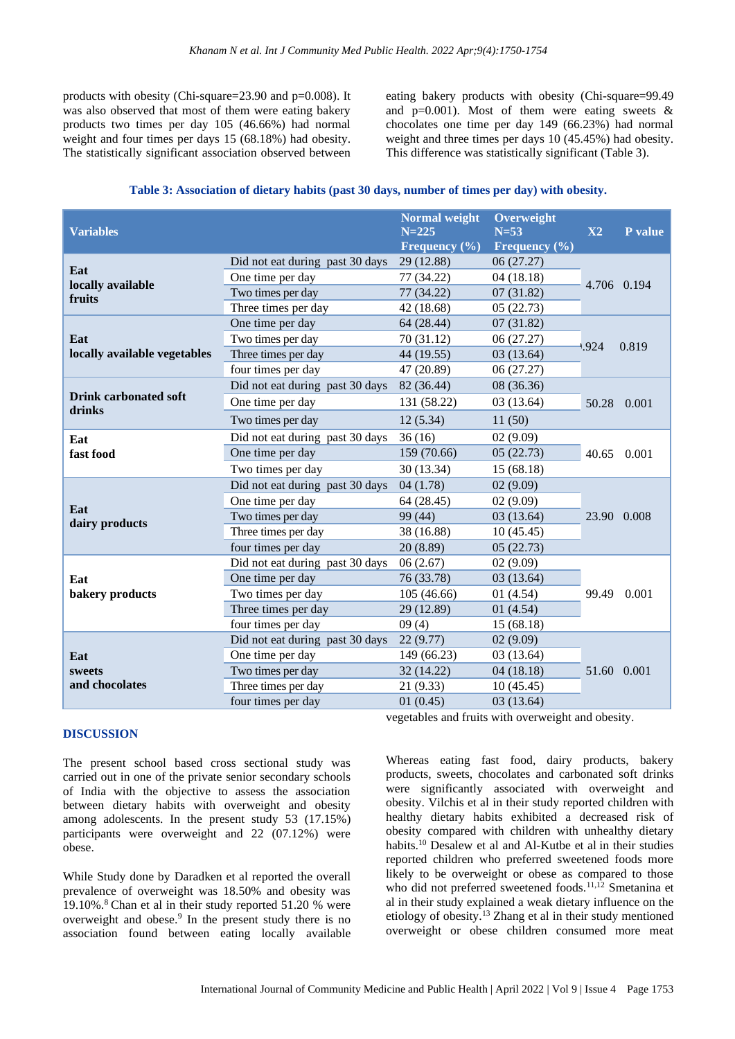products with obesity (Chi-square=23.90 and p=0.008). It was also observed that most of them were eating bakery products two times per day 105 (46.66%) had normal weight and four times per days 15 (68.18%) had obesity. The statistically significant association observed between eating bakery products with obesity (Chi-square=99.49 and p=0.001). Most of them were eating sweets & chocolates one time per day 149 (66.23%) had normal weight and three times per days 10 (45.45%) had obesity. This difference was statistically significant (Table 3).

**Table 3: Association of dietary habits (past 30 days, number of times per day) with obesity.**

| Variables | | Normal weight N=225 Frequency (%) | Overweight N=53 Frequency (%) | X2 | P value |
|---|---|---|---|---|---|
| **Eat locally available fruits** | Did not eat during past 30 days | 29 (12.88) | 06 (27.27) | 4.706 | 0.194 |
| | One time per day | 77 (34.22) | 04 (18.18) | | |
| | Two times per day | 77 (34.22) | 07 (31.82) | | |
| | Three times per day | 42 (18.68) | 05 (22.73) | | |
| **Eat locally available vegetables** | One time per day | 64 (28.44) | 07 (31.82) | .924 | 0.819 |
| | Two times per day | 70 (31.12) | 06 (27.27) | | |
| | Three times per day | 44 (19.55) | 03 (13.64) | | |
| | four times per day | 47 (20.89) | 06 (27.27) | | |
| **Drink carbonated soft drinks** | Did not eat during past 30 days | 82 (36.44) | 08 (36.36) | 50.28 | 0.001 |
| | One time per day | 131 (58.22) | 03 (13.64) | | |
| | Two times per day | 12 (5.34) | 11 (50) | | |
| **Eat fast food** | Did not eat during past 30 days | 36 (16) | 02 (9.09) | 40.65 | 0.001 |
| | One time per day | 159 (70.66) | 05 (22.73) | | |
| | Two times per day | 30 (13.34) | 15 (68.18) | | |
| **Eat dairy products** | Did not eat during past 30 days | 04 (1.78) | 02 (9.09) | 23.90 | 0.008 |
| | One time per day | 64 (28.45) | 02 (9.09) | | |
| | Two times per day | 99 (44) | 03 (13.64) | | |
| | Three times per day | 38 (16.88) | 10 (45.45) | | |
| | four times per day | 20 (8.89) | 05 (22.73) | | |
| **Eat bakery products** | Did not eat during past 30 days | 06 (2.67) | 02 (9.09) | 99.49 | 0.001 |
| | One time per day | 76 (33.78) | 03 (13.64) | | |
| | Two times per day | 105 (46.66) | 01 (4.54) | | |
| | Three times per day | 29 (12.89) | 01 (4.54) | | |
| | four times per day | 09 (4) | 15 (68.18) | | |
| **Eat sweets and chocolates** | Did not eat during past 30 days | 22 (9.77) | 02 (9.09) | 51.60 | 0.001 |
| | One time per day | 149 (66.23) | 03 (13.64) | | |
| | Two times per day | 32 (14.22) | 04 (18.18) | | |
| | Three times per day | 21 (9.33) | 10 (45.45) | | |
| | four times per day | 01 (0.45) | 03 (13.64) | | |

## DISCUSSION

The present school based cross sectional study was carried out in one of the private senior secondary schools of India with the objective to assess the association between dietary habits with overweight and obesity among adolescents. In the present study 53 (17.15%) participants were overweight and 22 (07.12%) were obese.

While Study done by Daradken et al reported the overall prevalence of overweight was 18.50% and obesity was 19.10%.[8] Chan et al in their study reported 51.20 % were overweight and obese.[9] In the present study there is no association found between eating locally available vegetables and fruits with overweight and obesity.

Whereas eating fast food, dairy products, bakery products, sweets, chocolates and carbonated soft drinks were significantly associated with overweight and obesity. Vilchis et al in their study reported children with healthy dietary habits exhibited a decreased risk of obesity compared with children with unhealthy dietary habits.[10] Desalew et al and Al-Kutbe et al in their studies reported children who preferred sweetened foods more likely to be overweight or obese as compared to those who did not preferred sweetened foods.[11,12] Smetanina et al in their study explained a weak dietary influence on the etiology of obesity.[13] Zhang et al in their study mentioned overweight or obese children consumed more meat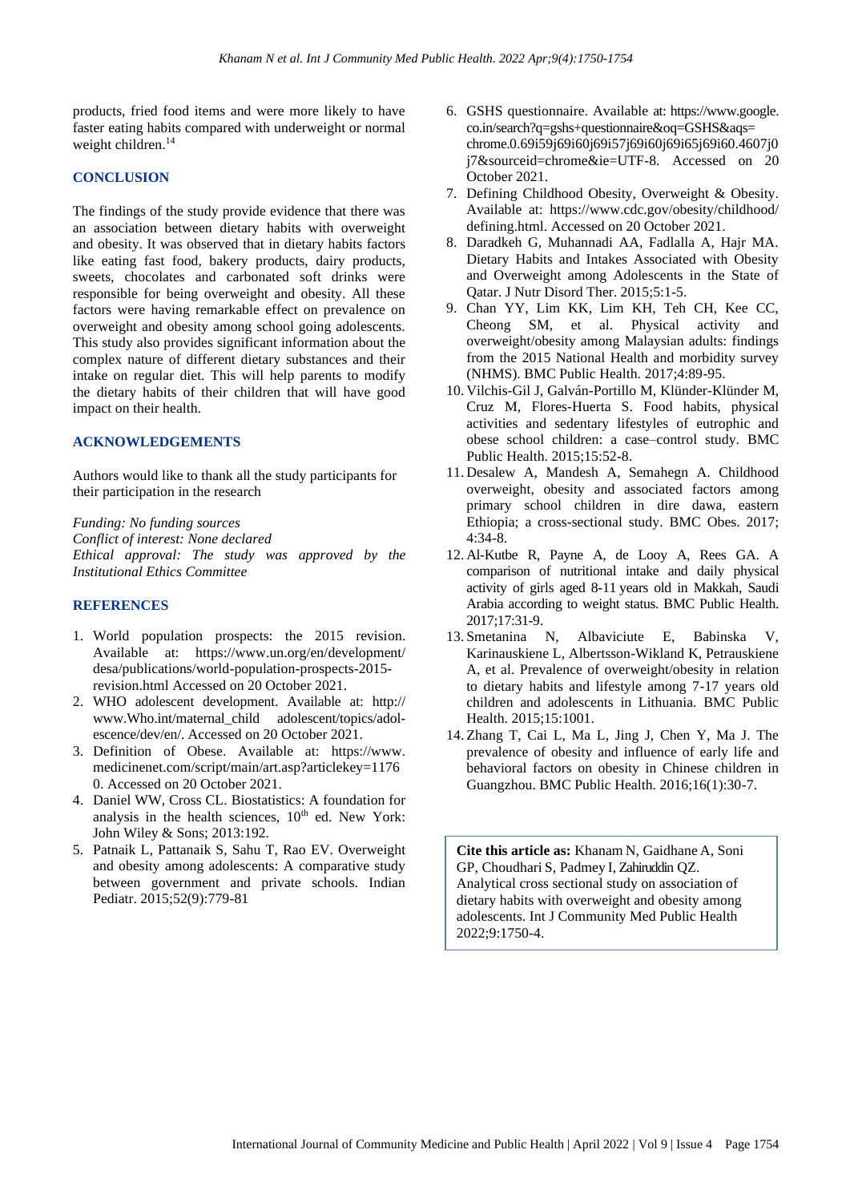products, fried food items and were more likely to have faster eating habits compared with underweight or normal weight children.[14]

## CONCLUSION

The findings of the study provide evidence that there was an association between dietary habits with overweight and obesity. It was observed that in dietary habits factors like eating fast food, bakery products, dairy products, sweets, chocolates and carbonated soft drinks were responsible for being overweight and obesity. All these factors were having remarkable effect on prevalence on overweight and obesity among school going adolescents. This study also provides significant information about the complex nature of different dietary substances and their intake on regular diet. This will help parents to modify the dietary habits of their children that will have good impact on their health.

## ACKNOWLEDGEMENTS

Authors would like to thank all the study participants for their participation in the research

*Funding: No funding sources*
*Conflict of interest: None declared*
*Ethical approval: The study was approved by the Institutional Ethics Committee*

## REFERENCES

1. World population prospects: the 2015 revision. Available at: https://www.un.org/en/development/desa/publications/world-population-prospects-2015-revision.html Accessed on 20 October 2021.
2. WHO adolescent development. Available at: http://www.Who.int/maternal_child adolescent/topics/adolescence/dev/en/. Accessed on 20 October 2021.
3. Definition of Obese. Available at: https://www.medicinenet.com/script/main/art.asp?articlekey=11760. Accessed on 20 October 2021.
4. Daniel WW, Cross CL. Biostatistics: A foundation for analysis in the health sciences, 10th ed. New York: John Wiley & Sons; 2013:192.
5. Patnaik L, Pattanaik S, Sahu T, Rao EV. Overweight and obesity among adolescents: A comparative study between government and private schools. Indian Pediatr. 2015;52(9):779-81
6. GSHS questionnaire. Available at: https://www.google.co.in/search?q=gshs+questionnaire&oq=GSHS&aqs=chrome.0.69i59j69i60j69i57j69i60j69i65j69i60.4607j0j7&sourceid=chrome&ie=UTF-8. Accessed on 20 October 2021.
7. Defining Childhood Obesity, Overweight & Obesity. Available at: https://www.cdc.gov/obesity/childhood/defining.html. Accessed on 20 October 2021.
8. Daradkeh G, Muhannadi AA, Fadlalla A, Hajr MA. Dietary Habits and Intakes Associated with Obesity and Overweight among Adolescents in the State of Qatar. J Nutr Disord Ther. 2015;5:1-5.
9. Chan YY, Lim KK, Lim KH, Teh CH, Kee CC, Cheong SM, et al. Physical activity and overweight/obesity among Malaysian adults: findings from the 2015 National Health and morbidity survey (NHMS). BMC Public Health. 2017;4:89-95.
10. Vilchis-Gil J, Galván-Portillo M, Klünder-Klünder M, Cruz M, Flores-Huerta S. Food habits, physical activities and sedentary lifestyles of eutrophic and obese school children: a case–control study. BMC Public Health. 2015;15:52-8.
11. Desalew A, Mandesh A, Semahegn A. Childhood overweight, obesity and associated factors among primary school children in dire dawa, eastern Ethiopia; a cross-sectional study. BMC Obes. 2017; 4:34-8.
12. Al-Kutbe R, Payne A, de Looy A, Rees GA. A comparison of nutritional intake and daily physical activity of girls aged 8-11 years old in Makkah, Saudi Arabia according to weight status. BMC Public Health. 2017;17:31-9.
13. Smetanina N, Albaviciute E, Babinska V, Karinauskiene L, Albertsson-Wikland K, Petrauskiene A, et al. Prevalence of overweight/obesity in relation to dietary habits and lifestyle among 7-17 years old children and adolescents in Lithuania. BMC Public Health. 2015;15:1001.
14. Zhang T, Cai L, Ma L, Jing J, Chen Y, Ma J. The prevalence of obesity and influence of early life and behavioral factors on obesity in Chinese children in Guangzhou. BMC Public Health. 2016;16(1):30-7.

**Cite this article as:** Khanam N, Gaidhane A, Soni GP, Choudhari S, Padmey I, Zahiruddin QZ. Analytical cross sectional study on association of dietary habits with overweight and obesity among adolescents. Int J Community Med Public Health 2022;9:1750-4.